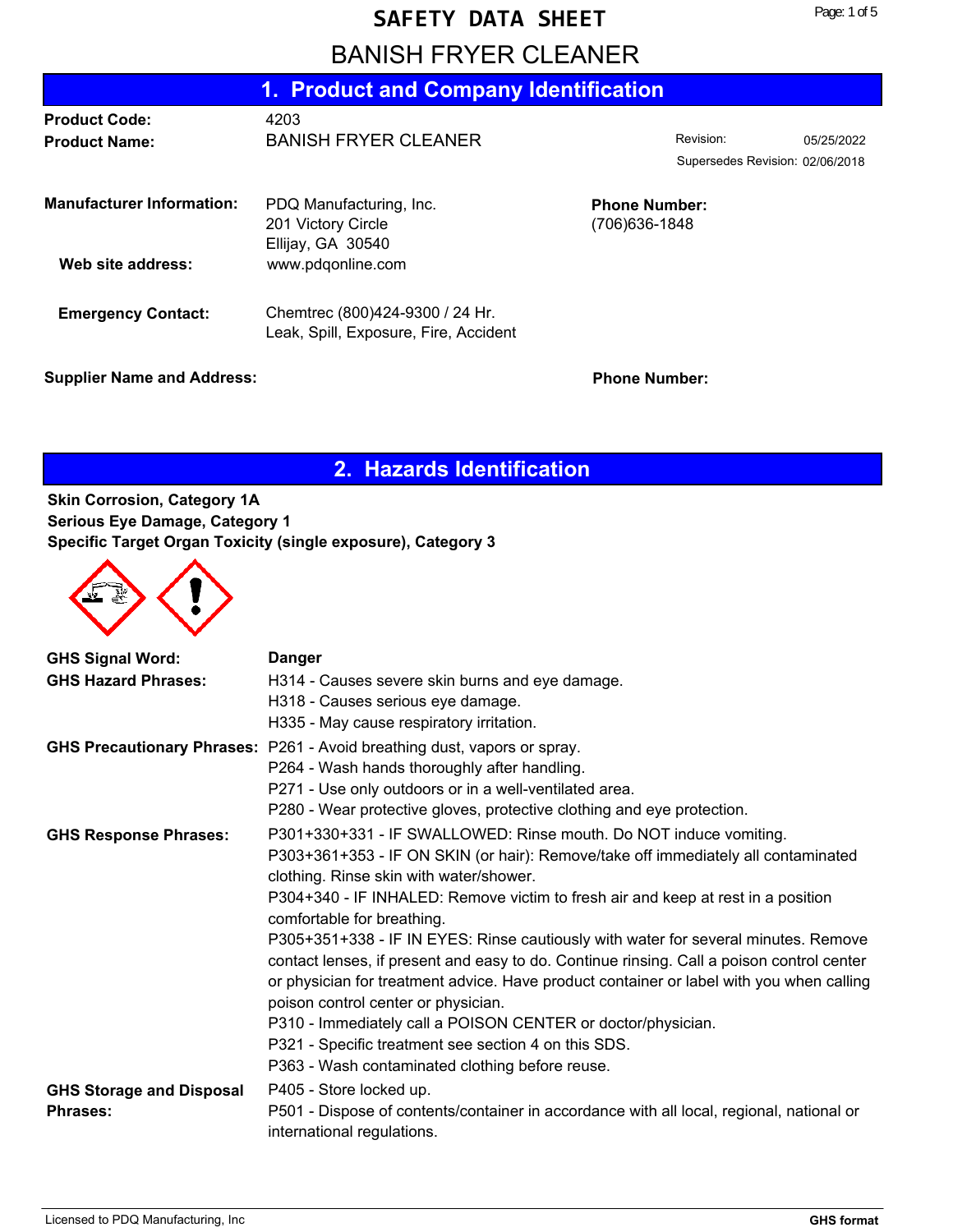# SAFETY DATA SHEET

# BANISH FRYER CLEANER

## 1. Product and Company Identification

**Product Code:** 4203

**Product Name:** BANISH FRYER CLEANER

Revision: 05/25/2022

Supersedes Revision: 02/06/2018

**Manufacturer Information:** PDQ Manufacturing, Inc.
201 Victory Circle
Ellijay, GA 30540

**Phone Number:** (706)636-1848

**Web site address:** www.pdqonline.com

**Emergency Contact:** Chemtrec (800)424-9300 / 24 Hr.
Leak, Spill, Exposure, Fire, Accident

**Supplier Name and Address:**

**Phone Number:**

## 2. Hazards Identification

**Skin Corrosion, Category 1A**
**Serious Eye Damage, Category 1**
**Specific Target Organ Toxicity (single exposure), Category 3**

**GHS Signal Word:** **Danger**

**GHS Hazard Phrases:**
H314 - Causes severe skin burns and eye damage.
H318 - Causes serious eye damage.
H335 - May cause respiratory irritation.

**GHS Precautionary Phrases:**
P261 - Avoid breathing dust, vapors or spray.
P264 - Wash hands thoroughly after handling.
P271 - Use only outdoors or in a well-ventilated area.
P280 - Wear protective gloves, protective clothing and eye protection.

**GHS Response Phrases:**
P301+330+331 - IF SWALLOWED: Rinse mouth. Do NOT induce vomiting.
P303+361+353 - IF ON SKIN (or hair): Remove/take off immediately all contaminated clothing. Rinse skin with water/shower.
P304+340 - IF INHALED: Remove victim to fresh air and keep at rest in a position comfortable for breathing.
P305+351+338 - IF IN EYES: Rinse cautiously with water for several minutes. Remove contact lenses, if present and easy to do. Continue rinsing. Call a poison control center or physician for treatment advice. Have product container or label with you when calling poison control center or physician.
P310 - Immediately call a POISON CENTER or doctor/physician.
P321 - Specific treatment see section 4 on this SDS.
P363 - Wash contaminated clothing before reuse.

**GHS Storage and Disposal Phrases:**
P405 - Store locked up.
P501 - Dispose of contents/container in accordance with all local, regional, national or international regulations.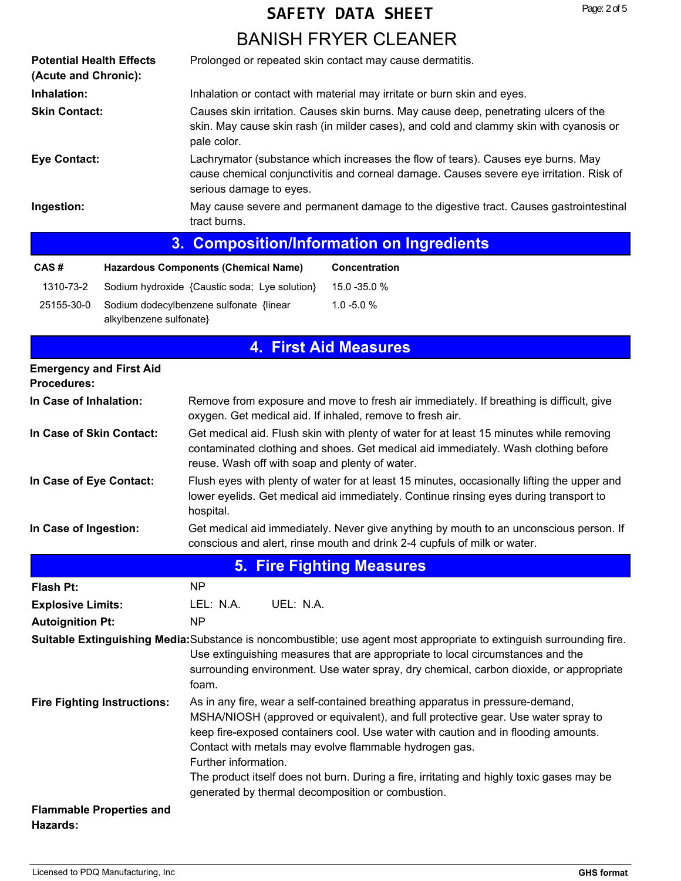**Potential Health Effects (Acute and Chronic):** Prolonged or repeated skin contact may cause dermatitis.

**Inhalation:** Inhalation or contact with material may irritate or burn skin and eyes.

**Skin Contact:** Causes skin irritation. Causes skin burns. May cause deep, penetrating ulcers of the skin. May cause skin rash (in milder cases), and cold and clammy skin with cyanosis or pale color.

**Eye Contact:** Lachrymator (substance which increases the flow of tears). Causes eye burns. May cause chemical conjunctivitis and corneal damage. Causes severe eye irritation. Risk of serious damage to eyes.

**Ingestion:** May cause severe and permanent damage to the digestive tract. Causes gastrointestinal tract burns.

## 3. Composition/Information on Ingredients

| CAS # | Hazardous Components (Chemical Name) | Concentration |
|---|---|---|
| 1310-73-2 | Sodium hydroxide {Caustic soda; Lye solution} | 15.0 -35.0 % |
| 25155-30-0 | Sodium dodecylbenzene sulfonate {linear alkylbenzene sulfonate} | 1.0 -5.0 % |

## 4. First Aid Measures

**Emergency and First Aid Procedures:**

**In Case of Inhalation:** Remove from exposure and move to fresh air immediately. If breathing is difficult, give oxygen. Get medical aid. If inhaled, remove to fresh air.

**In Case of Skin Contact:** Get medical aid. Flush skin with plenty of water for at least 15 minutes while removing contaminated clothing and shoes. Get medical aid immediately. Wash clothing before reuse. Wash off with soap and plenty of water.

**In Case of Eye Contact:** Flush eyes with plenty of water for at least 15 minutes, occasionally lifting the upper and lower eyelids. Get medical aid immediately. Continue rinsing eyes during transport to hospital.

**In Case of Ingestion:** Get medical aid immediately. Never give anything by mouth to an unconscious person. If conscious and alert, rinse mouth and drink 2-4 cupfuls of milk or water.

## 5. Fire Fighting Measures

**Flash Pt:** NP

**Explosive Limits:** LEL: N.A. UEL: N.A.

**Autoignition Pt:** NP

**Suitable Extinguishing Media:** Substance is noncombustible; use agent most appropriate to extinguish surrounding fire. Use extinguishing measures that are appropriate to local circumstances and the surrounding environment. Use water spray, dry chemical, carbon dioxide, or appropriate foam.

**Fire Fighting Instructions:** As in any fire, wear a self-contained breathing apparatus in pressure-demand, MSHA/NIOSH (approved or equivalent), and full protective gear. Use water spray to keep fire-exposed containers cool. Use water with caution and in flooding amounts. Contact with metals may evolve flammable hydrogen gas.
Further information.
The product itself does not burn. During a fire, irritating and highly toxic gases may be generated by thermal decomposition or combustion.

**Flammable Properties and Hazards:**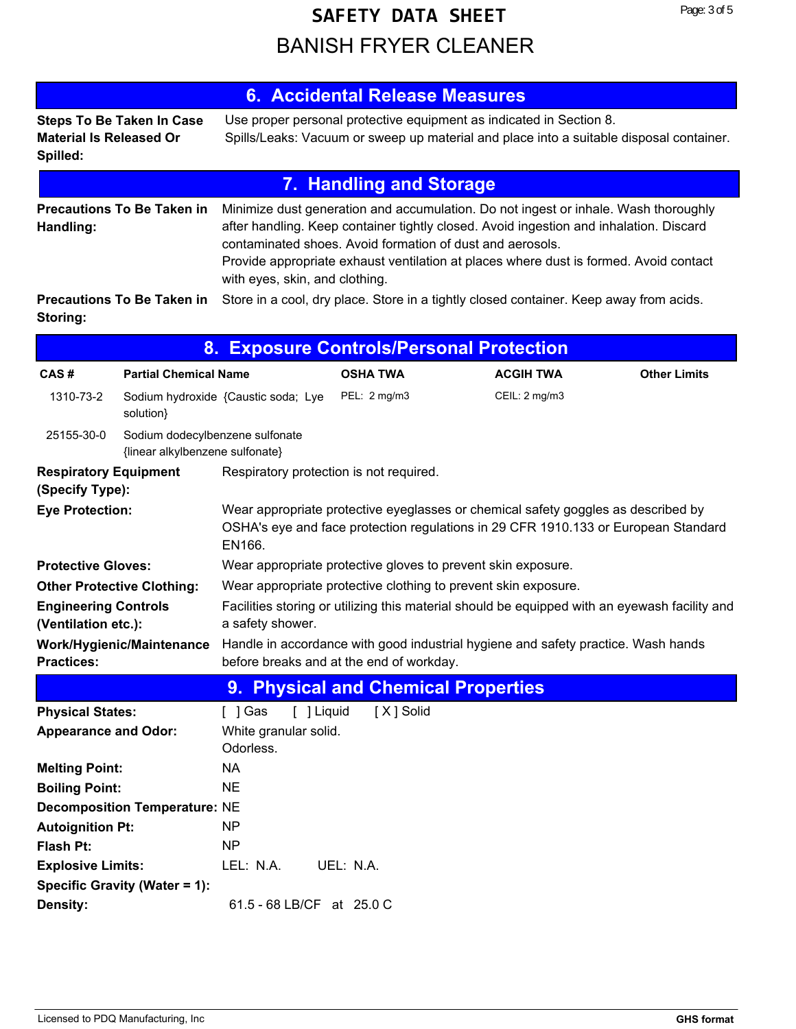# SAFETY DATA SHEET
# BANISH FRYER CLEANER

## 6. Accidental Release Measures

**Steps To Be Taken In Case Material Is Released Or Spilled:** Use proper personal protective equipment as indicated in Section 8.
Spills/Leaks: Vacuum or sweep up material and place into a suitable disposal container.

## 7. Handling and Storage

**Precautions To Be Taken in Handling:** Minimize dust generation and accumulation. Do not ingest or inhale. Wash thoroughly after handling. Keep container tightly closed. Avoid ingestion and inhalation. Discard contaminated shoes. Avoid formation of dust and aerosols.
Provide appropriate exhaust ventilation at places where dust is formed. Avoid contact with eyes, skin, and clothing.

**Precautions To Be Taken in Storing:** Store in a cool, dry place. Store in a tightly closed container. Keep away from acids.

## 8. Exposure Controls/Personal Protection

| CAS # | Partial Chemical Name | OSHA TWA | ACGIH TWA | Other Limits |
|---|---|---|---|---|
| 1310-73-2 | Sodium hydroxide {Caustic soda; Lye solution} | PEL: 2 mg/m3 | CEIL: 2 mg/m3 | |
| 25155-30-0 | Sodium dodecylbenzene sulfonate {linear alkylbenzene sulfonate} | | | |

**Respiratory Equipment (Specify Type):** Respiratory protection is not required.

**Eye Protection:** Wear appropriate protective eyeglasses or chemical safety goggles as described by OSHA's eye and face protection regulations in 29 CFR 1910.133 or European Standard EN166.

**Protective Gloves:** Wear appropriate protective gloves to prevent skin exposure.

**Other Protective Clothing:** Wear appropriate protective clothing to prevent skin exposure.

**Engineering Controls (Ventilation etc.):** Facilities storing or utilizing this material should be equipped with an eyewash facility and a safety shower.

**Work/Hygienic/Maintenance Practices:** Handle in accordance with good industrial hygiene and safety practice. Wash hands before breaks and at the end of workday.

## 9. Physical and Chemical Properties

**Physical States:** [ ] Gas [ ] Liquid [ X ] Solid

**Appearance and Odor:** White granular solid.
Odorless.

**Melting Point:** NA

**Boiling Point:** NE

**Decomposition Temperature:** NE

**Autoignition Pt:** NP

**Flash Pt:** NP

**Explosive Limits:** LEL: N.A. UEL: N.A.

**Specific Gravity (Water = 1):**

**Density:** 61.5 - 68 LB/CF at 25.0 C

Licensed to PDQ Manufacturing, Inc — GHS format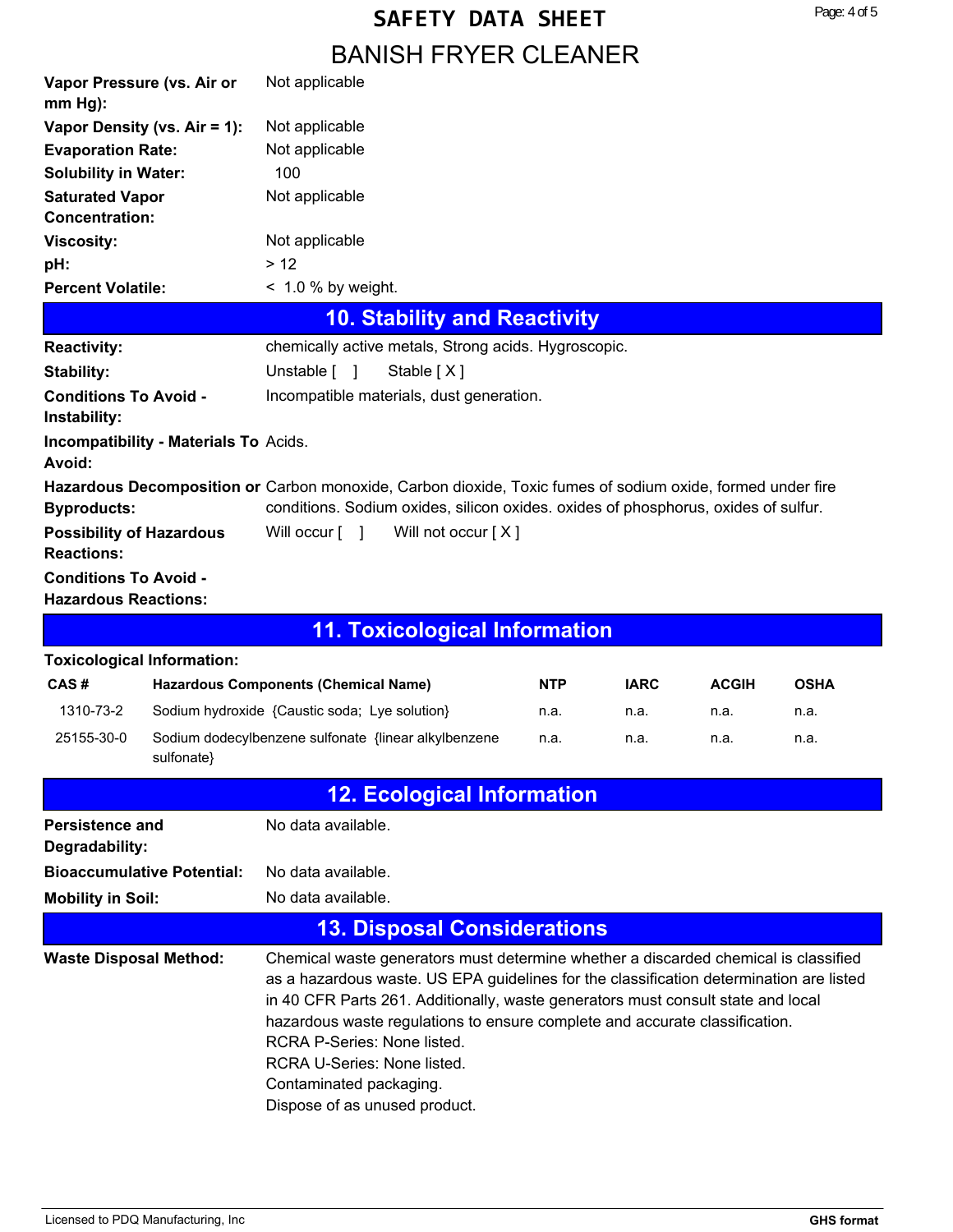| | |
|---|---|
| **Vapor Pressure (vs. Air or mm Hg):** | Not applicable |
| **Vapor Density (vs. Air = 1):** | Not applicable |
| **Evaporation Rate:** | Not applicable |
| **Solubility in Water:** | 100 |
| **Saturated Vapor Concentration:** | Not applicable |
| **Viscosity:** | Not applicable |
| **pH:** | > 12 |
| **Percent Volatile:** | < 1.0 % by weight. |

## 10. Stability and Reactivity

| | |
|---|---|
| **Reactivity:** | chemically active metals, Strong acids. Hygroscopic. |
| **Stability:** | Unstable [ ]     Stable [ X ] |
| **Conditions To Avoid - Instability:** | Incompatible materials, dust generation. |
| **Incompatibility - Materials To Avoid:** | Acids. |
| **Hazardous Decomposition or Byproducts:** | Carbon monoxide, Carbon dioxide, Toxic fumes of sodium oxide, formed under fire conditions. Sodium oxides, silicon oxides. oxides of phosphorus, oxides of sulfur. |
| **Possibility of Hazardous Reactions:** | Will occur [ ]     Will not occur [ X ] |
| **Conditions To Avoid - Hazardous Reactions:** | |

## 11. Toxicological Information

**Toxicological Information:**

| CAS # | Hazardous Components (Chemical Name) | NTP | IARC | ACGIH | OSHA |
|---|---|---|---|---|---|
| 1310-73-2 | Sodium hydroxide {Caustic soda; Lye solution} | n.a. | n.a. | n.a. | n.a. |
| 25155-30-0 | Sodium dodecylbenzene sulfonate {linear alkylbenzene sulfonate} | n.a. | n.a. | n.a. | n.a. |

## 12. Ecological Information

| | |
|---|---|
| **Persistence and Degradability:** | No data available. |
| **Bioaccumulative Potential:** | No data available. |
| **Mobility in Soil:** | No data available. |

## 13. Disposal Considerations

**Waste Disposal Method:** Chemical waste generators must determine whether a discarded chemical is classified as a hazardous waste. US EPA guidelines for the classification determination are listed in 40 CFR Parts 261. Additionally, waste generators must consult state and local hazardous waste regulations to ensure complete and accurate classification.
RCRA P-Series: None listed.
RCRA U-Series: None listed.
Contaminated packaging.
Dispose of as unused product.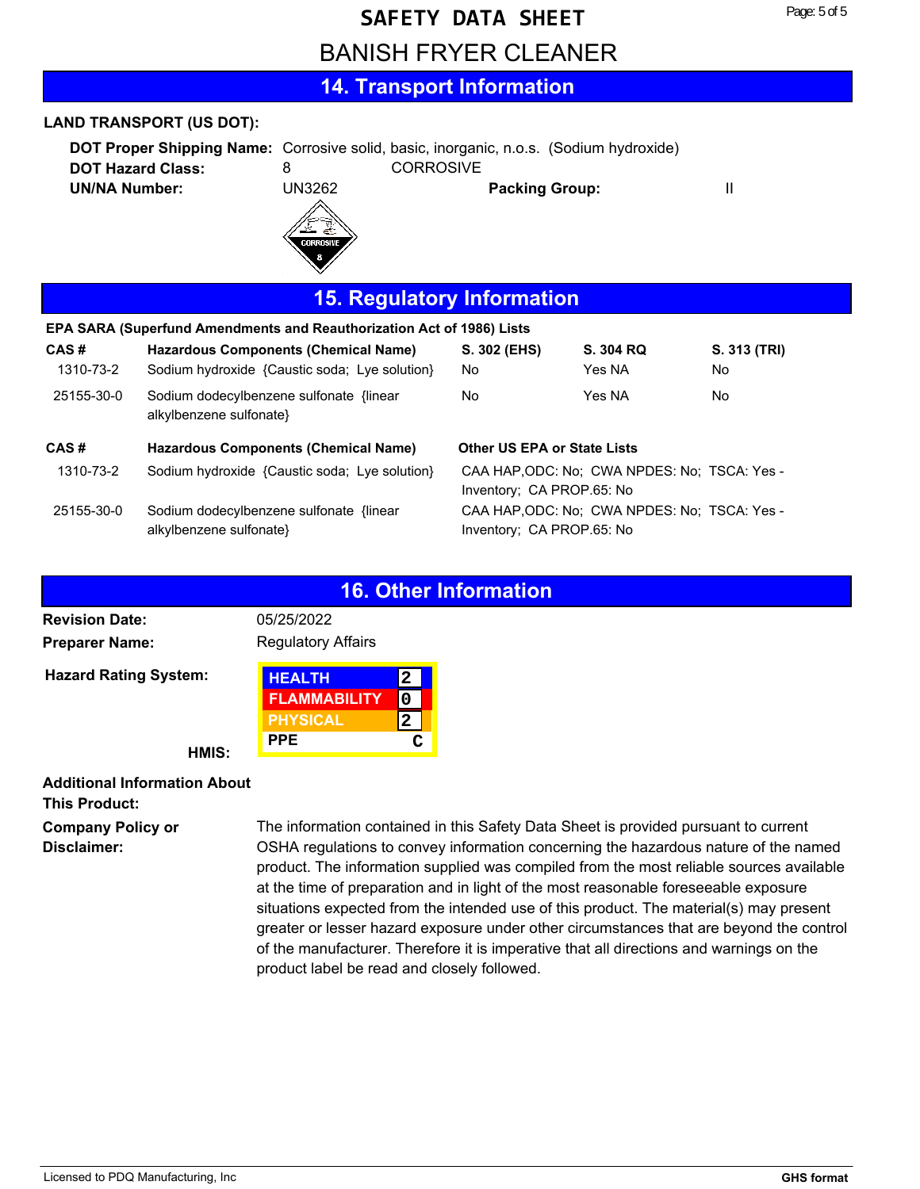# SAFETY DATA SHEET

# BANISH FRYER CLEANER

## 14. Transport Information

**LAND TRANSPORT (US DOT):**

**DOT Proper Shipping Name:** Corrosive solid, basic, inorganic, n.o.s. (Sodium hydroxide)

**DOT Hazard Class:** 8 CORROSIVE

**UN/NA Number:** UN3262 **Packing Group:** II

## 15. Regulatory Information

**EPA SARA (Superfund Amendments and Reauthorization Act of 1986) Lists**

| CAS # | Hazardous Components (Chemical Name) | S. 302 (EHS) | S. 304 RQ | S. 313 (TRI) |
|---|---|---|---|---|
| 1310-73-2 | Sodium hydroxide {Caustic soda; Lye solution} | No | Yes NA | No |
| 25155-30-0 | Sodium dodecylbenzene sulfonate {linear alkylbenzene sulfonate} | No | Yes NA | No |

| CAS # | Hazardous Components (Chemical Name) | Other US EPA or State Lists |
|---|---|---|
| 1310-73-2 | Sodium hydroxide {Caustic soda; Lye solution} | CAA HAP,ODC: No; CWA NPDES: No; TSCA: Yes - Inventory; CA PROP.65: No |
| 25155-30-0 | Sodium dodecylbenzene sulfonate {linear alkylbenzene sulfonate} | CAA HAP,ODC: No; CWA NPDES: No; TSCA: Yes - Inventory; CA PROP.65: No |

## 16. Other Information

**Revision Date:** 05/25/2022

**Preparer Name:** Regulatory Affairs

**Hazard Rating System:**

**HMIS:**

| | |
|---|---|
| HEALTH | 2 |
| FLAMMABILITY | 0 |
| PHYSICAL | 2 |
| PPE | C |

**Additional Information About This Product:**

**Company Policy or Disclaimer:** The information contained in this Safety Data Sheet is provided pursuant to current OSHA regulations to convey information concerning the hazardous nature of the named product. The information supplied was compiled from the most reliable sources available at the time of preparation and in light of the most reasonable foreseeable exposure situations expected from the intended use of this product. The material(s) may present greater or lesser hazard exposure under other circumstances that are beyond the control of the manufacturer. Therefore it is imperative that all directions and warnings on the product label be read and closely followed.